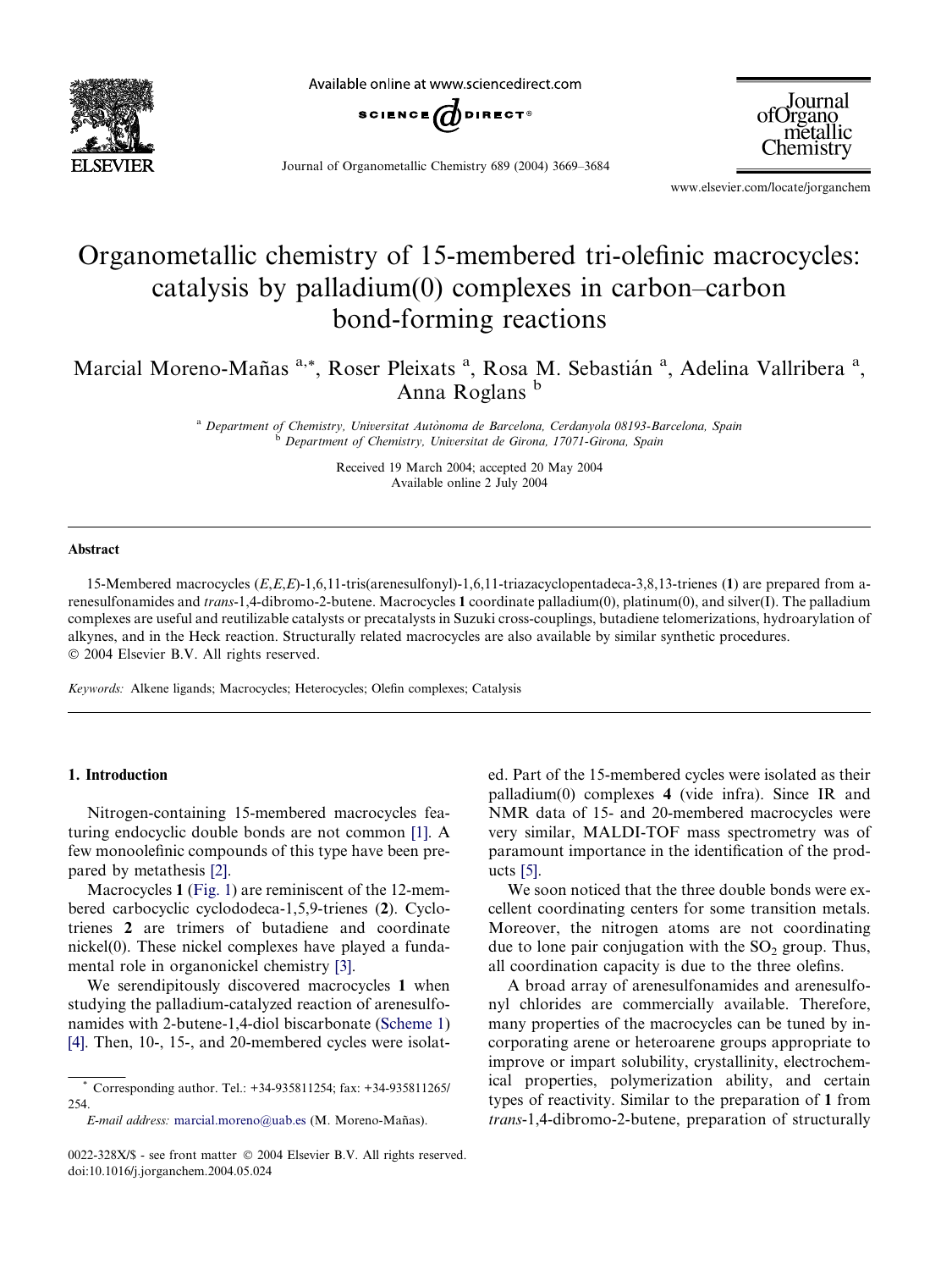# Organometallic chemistry of 15-membered tri-olefinic macrocycles: catalysis by palladium(0) complexes in carbon–carbon bond-forming reactions

Marcial Moreno-Mañas [a,*], Roser Pleixats [a], Rosa M. Sebastián [a], Adelina Vallribera [a], Anna Roglans [b]

[a] Department of Chemistry, Universitat Autònoma de Barcelona, Cerdanyola 08193-Barcelona, Spain
[b] Department of Chemistry, Universitat de Girona, 17071-Girona, Spain

Received 19 March 2004; accepted 20 May 2004
Available online 2 July 2004

## Abstract

15-Membered macrocycles (*E*,*E*,*E*)-1,6,11-tris(arenesulfonyl)-1,6,11-triazacyclopentadeca-3,8,13-trienes (**1**) are prepared from arenesulfonamides and *trans*-1,4-dibromo-2-butene. Macrocycles **1** coordinate palladium(0), platinum(0), and silver(I). The palladium complexes are useful and reutilizable catalysts or precatalysts in Suzuki cross-couplings, butadiene telomerizations, hydroarylation of alkynes, and in the Heck reaction. Structurally related macrocycles are also available by similar synthetic procedures.
© 2004 Elsevier B.V. All rights reserved.

*Keywords:* Alkene ligands; Macrocycles; Heterocycles; Olefin complexes; Catalysis

## 1. Introduction

Nitrogen-containing 15-membered macrocycles featuring endocyclic double bonds are not common [1]. A few monoolefinic compounds of this type have been prepared by metathesis [2].

Macrocycles **1** (Fig. 1) are reminiscent of the 12-membered carbocyclic cyclododeca-1,5,9-trienes (**2**). Cyclotrienes **2** are trimers of butadiene and coordinate nickel(0). These nickel complexes have played a fundamental role in organonickel chemistry [3].

We serendipitously discovered macrocycles **1** when studying the palladium-catalyzed reaction of arenesulfonamides with 2-butene-1,4-diol biscarbonate (Scheme 1) [4]. Then, 10-, 15-, and 20-membered cycles were isolated. Part of the 15-membered cycles were isolated as their palladium(0) complexes **4** (vide infra). Since IR and NMR data of 15- and 20-membered macrocycles were very similar, MALDI-TOF mass spectrometry was of paramount importance in the identification of the products [5].

We soon noticed that the three double bonds were excellent coordinating centers for some transition metals. Moreover, the nitrogen atoms are not coordinating due to lone pair conjugation with the $SO_2$ group. Thus, all coordination capacity is due to the three olefins.

A broad array of arenesulfonamides and arenesulfonyl chlorides are commercially available. Therefore, many properties of the macrocycles can be tuned by incorporating arene or heteroarene groups appropriate to improve or impart solubility, crystallinity, electrochemical properties, polymerization ability, and certain types of reactivity. Similar to the preparation of **1** from *trans*-1,4-dibromo-2-butene, preparation of structurally

* Corresponding author. Tel.: +34-935811254; fax: +34-935811265/254.
*E-mail address:* marcial.moreno@uab.es (M. Moreno-Mañas).

0022-328X/$ - see front matter © 2004 Elsevier B.V. All rights reserved.
doi:10.1016/j.jorganchem.2004.05.024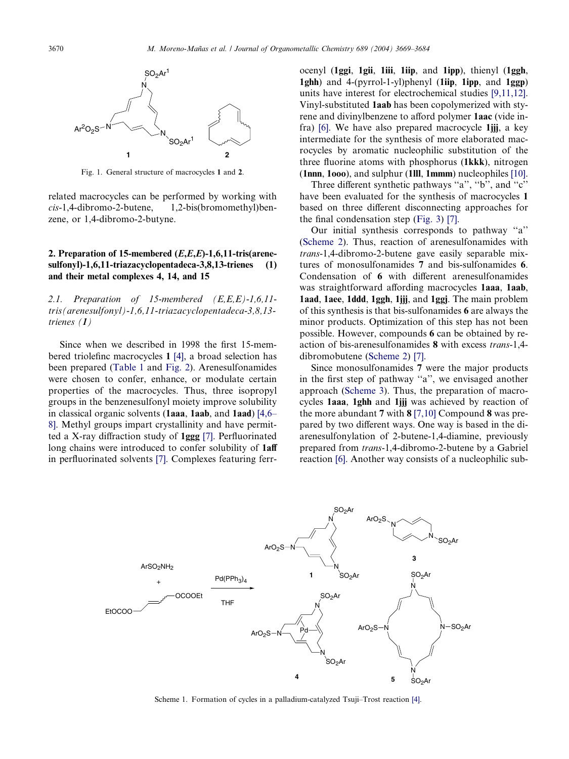Fig. 1. General structure of macrocycles **1** and **2**.

related macrocycles can be performed by working with *cis*-1,4-dibromo-2-butene, 1,2-bis(bromomethyl)benzene, or 1,4-dibromo-2-butyne.

## 2. Preparation of 15-membered (*E*,*E*,*E*)-1,6,11-tris(arenesulfonyl)-1,6,11-triazacyclopentadeca-3,8,13-trienes (1) and their metal complexes 4, 14, and 15

### 2.1. Preparation of 15-membered (*E,E,E*)-1,6,11-tris(arenesulfonyl)-1,6,11-triazacyclopentadeca-3,8,13-trienes (*1*)

Since when we described in 1998 the first 15-membered triolefinc macrocycles **1** [4], a broad selection has been prepared (Table 1 and Fig. 2). Arenesulfonamides were chosen to confer, enhance, or modulate certain properties of the macrocycles. Thus, three isopropyl groups in the benzenesulfonyl moiety improve solubility in classical organic solvents (**1aaa**, **1aab**, and **1aad**) [4,6–8]. Methyl groups impart crystallinity and have permitted a X-ray diffraction study of **1ggg** [7]. Perfluorinated long chains were introduced to confer solubility of **1aff** in perfluorinated solvents [7]. Complexes featuring ferrocenyl (**1ggi**, **1gii**, **1iii**, **1iip**, and **1ipp**), thienyl (**1ggh**, **1ghh**) and 4-(pyrrol-1-yl)phenyl (**1iip**, **1ipp**, and **1ggp**) units have interest for electrochemical studies [9,11,12]. Vinyl-substituted **1aab** has been copolymerized with styrene and divinylbenzene to afford polymer **1aac** (vide infra) [6]. We have also prepared macrocycle **1jjj**, a key intermediate for the synthesis of more elaborated macrocycles by aromatic nucleophilic substitution of the three fluorine atoms with phosphorus (**1kkk**), nitrogen (**1nnn**, **1ooo**), and sulphur (**1lll**, **1mmm**) nucleophiles [10].

Three different synthetic pathways "a", "b", and "c" have been evaluated for the synthesis of macrocycles **1** based on three different disconnecting approaches for the final condensation step (Fig. 3) [7].

Our initial synthesis corresponds to pathway "a" (Scheme 2). Thus, reaction of arenesulfonamides with *trans*-1,4-dibromo-2-butene gave easily separable mixtures of monosulfonamides **7** and bis-sulfonamides **6**. Condensation of **6** with different arenesulfonamides was straightforward affording macrocycles **1aaa**, **1aab**, **1aad**, **1aee**, **1ddd**, **1ggh**, **1jjj**, and **1ggj**. The main problem of this synthesis is that bis-sulfonamides **6** are always the minor products. Optimization of this step has not been possible. However, compounds **6** can be obtained by reaction of bis-arenesulfonamides **8** with excess *trans*-1,4-dibromobutene (Scheme 2) [7].

Since monosulfonamides **7** were the major products in the first step of pathway "a", we envisaged another approach (Scheme 3). Thus, the preparation of macrocycles **1aaa**, **1ghh** and **1jjj** was achieved by reaction of the more abundant **7** with **8** [7,10] Compound **8** was prepared by two different ways. One way is based in the di-arenesulfonylation of 2-butene-1,4-diamine, previously prepared from *trans*-1,4-dibromo-2-butene by a Gabriel reaction [6]. Another way consists of a nucleophilic sub-

Scheme 1. Formation of cycles in a palladium-catalyzed Tsuji–Trost reaction [4].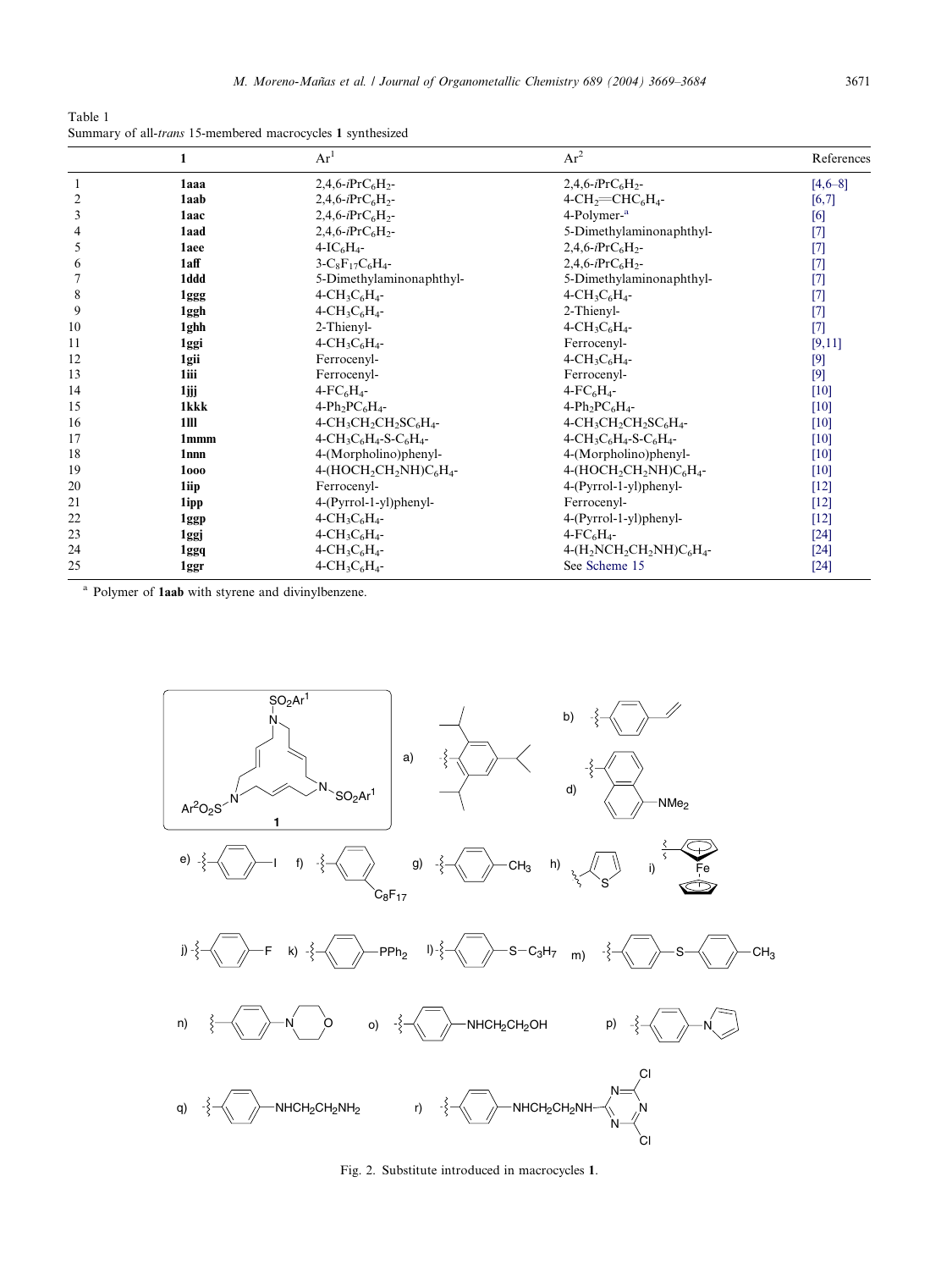Table 1
Summary of all-*trans* 15-membered macrocycles **1** synthesized

| | 1 | $Ar^1$ | $Ar^2$ | References |
|---|---|---|---|---|
| 1 | **1aaa** | 2,4,6-*i*Pr$C_6H_2$- | 2,4,6-*i*Pr$C_6H_2$- | [4,6–8] |
| 2 | **1aab** | 2,4,6-*i*Pr$C_6H_2$- | 4-$CH_2$=$CHC_6H_4$- | [6,7] |
| 3 | **1aac** | 2,4,6-*i*Pr$C_6H_2$- | 4-Polymer-[a] | [6] |
| 4 | **1aad** | 2,4,6-*i*Pr$C_6H_2$- | 5-Dimethylaminonaphthyl- | [7] |
| 5 | **1aee** | 4-$IC_6H_4$- | 2,4,6-*i*Pr$C_6H_2$- | [7] |
| 6 | **1aff** | 3-$C_8F_{17}C_6H_4$- | 2,4,6-*i*Pr$C_6H_2$- | [7] |
| 7 | **1ddd** | 5-Dimethylaminonaphthyl- | 5-Dimethylaminonaphthyl- | [7] |
| 8 | **1ggg** | 4-$CH_3C_6H_4$- | 4-$CH_3C_6H_4$- | [7] |
| 9 | **1ggh** | 4-$CH_3C_6H_4$- | 2-Thienyl- | [7] |
| 10 | **1ghh** | 2-Thienyl- | 4-$CH_3C_6H_4$- | [7] |
| 11 | **1ggi** | 4-$CH_3C_6H_4$- | Ferrocenyl- | [9,11] |
| 12 | **1gii** | Ferrocenyl- | 4-$CH_3C_6H_4$- | [9] |
| 13 | **1iii** | Ferrocenyl- | Ferrocenyl- | [9] |
| 14 | **1jjj** | 4-$FC_6H_4$- | 4-$FC_6H_4$- | [10] |
| 15 | **1kkk** | 4-$Ph_2PC_6H_4$- | 4-$Ph_2PC_6H_4$- | [10] |
| 16 | **1lll** | 4-$CH_3CH_2CH_2SC_6H_4$- | 4-$CH_3CH_2CH_2SC_6H_4$- | [10] |
| 17 | **1mmm** | 4-$CH_3C_6H_4$-S-$C_6H_4$- | 4-$CH_3C_6H_4$-S-$C_6H_4$- | [10] |
| 18 | **1nnn** | 4-(Morpholino)phenyl- | 4-(Morpholino)phenyl- | [10] |
| 19 | **1ooo** | 4-($HOCH_2CH_2NH$)$C_6H_4$- | 4-($HOCH_2CH_2NH$)$C_6H_4$- | [10] |
| 20 | **1iip** | Ferrocenyl- | 4-(Pyrrol-1-yl)phenyl- | [12] |
| 21 | **1ipp** | 4-(Pyrrol-1-yl)phenyl- | Ferrocenyl- | [12] |
| 22 | **1ggp** | 4-$CH_3C_6H_4$- | 4-(Pyrrol-1-yl)phenyl- | [12] |
| 23 | **1ggj** | 4-$CH_3C_6H_4$- | 4-$FC_6H_4$- | [24] |
| 24 | **1ggq** | 4-$CH_3C_6H_4$- | 4-($H_2NCH_2CH_2NH$)$C_6H_4$- | [24] |
| 25 | **1ggr** | 4-$CH_3C_6H_4$- | See Scheme 15 | [24] |

[a] Polymer of **1aab** with styrene and divinylbenzene.

Fig. 2. Substitute introduced in macrocycles **1**.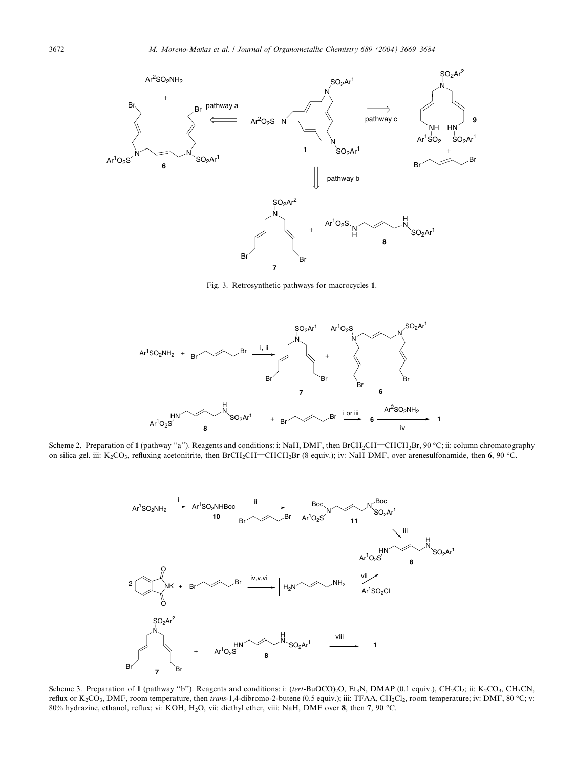Fig. 3. Retrosynthetic pathways for macrocycles **1**.

Scheme 2. Preparation of **1** (pathway "a"). Reagents and conditions: i: NaH, DMF, then $BrCH_2CH{=}CHCH_2Br$, 90 °C; ii: column chromatography on silica gel. iii: $K_2CO_3$, refluxing acetonitrite, then $BrCH_2CH{=}CHCH_2Br$ (8 equiv.); iv: NaH DMF, over arenesulfonamide, then **6**, 90 °C.

Scheme 3. Preparation of **1** (pathway "b"). Reagents and conditions: i: (*tert*-$BuOCO)_2O$, $Et_3N$, DMAP (0.1 equiv.), $CH_2Cl_2$; ii: $K_2CO_3$, $CH_3CN$, reflux or $K_2CO_3$, DMF, room temperature, then *trans*-1,4-dibromo-2-butene (0.5 equiv.); iii: TFAA, $CH_2Cl_2$, room temperature; iv: DMF, 80 °C; v: 80% hydrazine, ethanol, reflux; vi: KOH, $H_2O$, vii: diethyl ether, viii: NaH, DMF over **8**, then **7**, 90 °C.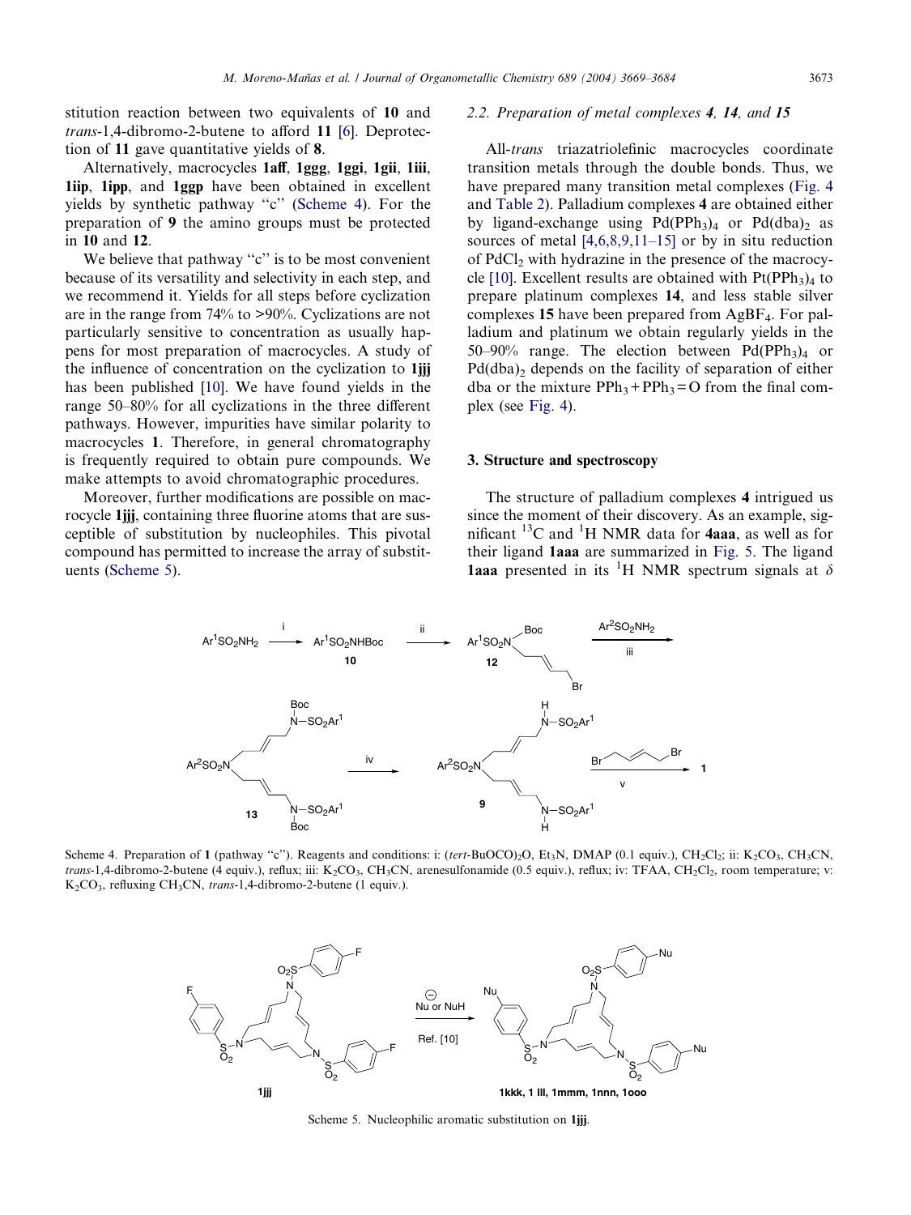stitution reaction between two equivalents of **10** and *trans*-1,4-dibromo-2-butene to afford **11** [6]. Deprotection of **11** gave quantitative yields of **8**.

Alternatively, macrocycles **1aff**, **1ggg**, **1ggi**, **1gii**, **1iii**, **1iip**, **1ipp**, and **1ggp** have been obtained in excellent yields by synthetic pathway "c" (Scheme 4). For the preparation of **9** the amino groups must be protected in **10** and **12**.

We believe that pathway "c" is to be most convenient because of its versatility and selectivity in each step, and we recommend it. Yields for all steps before cyclization are in the range from 74% to >90%. Cyclizations are not particularly sensitive to concentration as usually happens for most preparation of macrocycles. A study of the influence of concentration on the cyclization to **1jjj** has been published [10]. We have found yields in the range 50–80% for all cyclizations in the three different pathways. However, impurities have similar polarity to macrocycles **1**. Therefore, in general chromatography is frequently required to obtain pure compounds. We make attempts to avoid chromatographic procedures.

Moreover, further modifications are possible on macrocycle **1jjj**, containing three fluorine atoms that are susceptible of substitution by nucleophiles. This pivotal compound has permitted to increase the array of substituents (Scheme 5).

## 2.2. Preparation of metal complexes 4, 14, and 15

All-*trans* triazatriolefinic macrocycles coordinate transition metals through the double bonds. Thus, we have prepared many transition metal complexes (Fig. 4 and Table 2). Palladium complexes **4** are obtained either by ligand-exchange using $Pd(PPh_3)_4$ or $Pd(dba)_2$ as sources of metal [4,6,8,9,11–15] or by in situ reduction of $PdCl_2$ with hydrazine in the presence of the macrocycle [10]. Excellent results are obtained with $Pt(PPh_3)_4$ to prepare platinum complexes **14**, and less stable silver complexes **15** have been prepared from $AgBF_4$. For palladium and platinum we obtain regularly yields in the 50–90% range. The election between $Pd(PPh_3)_4$ or $Pd(dba)_2$ depends on the facility of separation of either dba or the mixture $PPh_3 + PPh_3{=}O$ from the final complex (see Fig. 4).

# 3. Structure and spectroscopy

The structure of palladium complexes **4** intrigued us since the moment of their discovery. As an example, significant $^{13}C$ and $^{1}H$ NMR data for **4aaa**, as well as for their ligand **1aaa** are summarized in Fig. 5. The ligand **1aaa** presented in its $^{1}H$ NMR spectrum signals at $\delta$

Scheme 4. Preparation of **1** (pathway "c"). Reagents and conditions: i: (*tert*-BuOCO)$_2$O, $Et_3N$, DMAP (0.1 equiv.), $CH_2Cl_2$; ii: $K_2CO_3$, $CH_3CN$, *trans*-1,4-dibromo-2-butene (4 equiv.), reflux; iii: $K_2CO_3$, $CH_3CN$, arenesulfonamide (0.5 equiv.), reflux; iv: TFAA, $CH_2Cl_2$, room temperature; v: $K_2CO_3$, refluxing $CH_3CN$, *trans*-1,4-dibromo-2-butene (1 equiv.).

Scheme 5. Nucleophilic aromatic substitution on **1jjj**.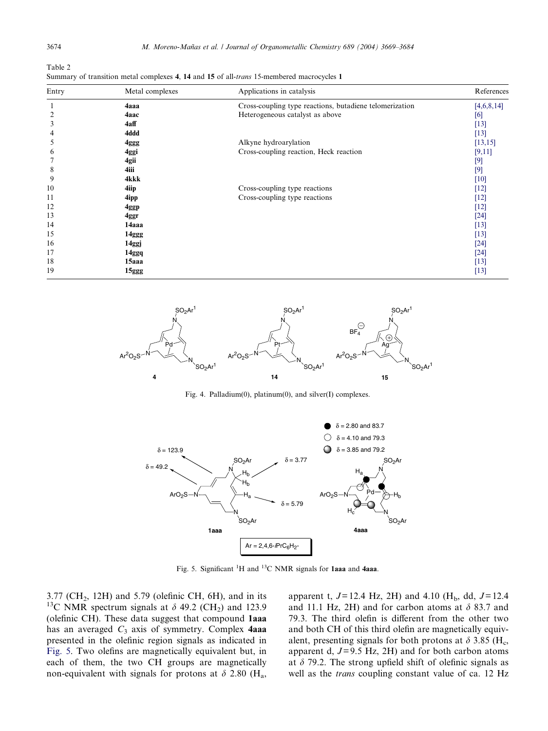Table 2
Summary of transition metal complexes **4**, **14** and **15** of all-*trans* 15-membered macrocycles **1**

| Entry | Metal complexes | Applications in catalysis | References |
|---|---|---|---|
| 1 | **4aaa** | Cross-coupling type reactions, butadiene telomerization | [4,6,8,14] |
| 2 | **4aac** | Heterogeneous catalyst as above | [6] |
| 3 | **4aff** | | [13] |
| 4 | **4ddd** | | [13] |
| 5 | **4ggg** | Alkyne hydroarylation | [13,15] |
| 6 | **4ggi** | Cross-coupling reaction, Heck reaction | [9,11] |
| 7 | **4gii** | | [9] |
| 8 | **4iii** | | [9] |
| 9 | **4kkk** | | [10] |
| 10 | **4iip** | Cross-coupling type reactions | [12] |
| 11 | **4ipp** | Cross-coupling type reactions | [12] |
| 12 | **4ggp** | | [12] |
| 13 | **4ggr** | | [24] |
| 14 | **14aaa** | | [13] |
| 15 | **14ggg** | | [13] |
| 16 | **14ggj** | | [24] |
| 17 | **14ggq** | | [24] |
| 18 | **15aaa** | | [13] |
| 19 | **15ggg** | | [13] |

Fig. 4. Palladium(0), platinum(0), and silver(I) complexes.

Fig. 5. Significant $^{1}H$ and $^{13}C$ NMR signals for **1aaa** and **4aaa**.

3.77 ($CH_2$, 12H) and 5.79 (olefinic CH, 6H), and in its $^{13}C$ NMR spectrum signals at $\delta$ 49.2 ($CH_2$) and 123.9 (olefinic CH). These data suggest that compound **1aaa** has an averaged $C_3$ axis of symmetry. Complex **4aaa** presented in the olefinic region signals as indicated in Fig. 5. Two olefins are magnetically equivalent but, in each of them, the two CH groups are magnetically non-equivalent with signals for protons at $\delta$ 2.80 ($H_a$, apparent t, $J = 12.4$ Hz, 2H) and 4.10 ($H_b$, dd, $J = 12.4$ and 11.1 Hz, 2H) and for carbon atoms at $\delta$ 83.7 and 79.3. The third olefin is different from the other two and both CH of this third olefin are magnetically equivalent, presenting signals for both protons at $\delta$ 3.85 ($H_c$, apparent d, $J = 9.5$ Hz, 2H) and for both carbon atoms at $\delta$ 79.2. The strong upfield shift of olefinic signals as well as the *trans* coupling constant value of ca. 12 Hz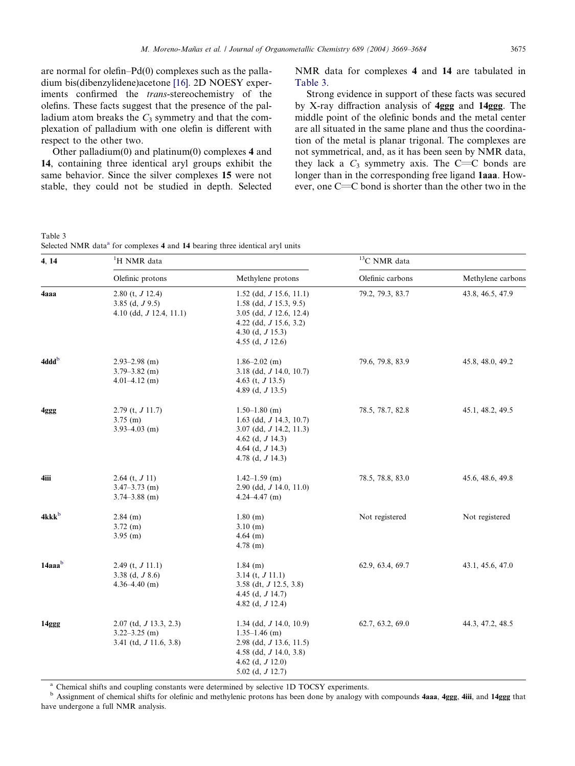are normal for olefin–Pd(0) complexes such as the palladium bis(dibenzylidene)acetone [16]. 2D NOESY experiments confirmed the *trans*-stereochemistry of the olefins. These facts suggest that the presence of the palladium atom breaks the $C_3$ symmetry and that the complexation of palladium with one olefin is different with respect to the other two.

Other palladium(0) and platinum(0) complexes **4** and **14**, containing three identical aryl groups exhibit the same behavior. Since the silver complexes **15** were not stable, they could not be studied in depth. Selected NMR data for complexes **4** and **14** are tabulated in Table 3.

Strong evidence in support of these facts was secured by X-ray diffraction analysis of **4ggg** and **14ggg**. The middle point of the olefinic bonds and the metal center are all situated in the same plane and thus the coordination of the metal is planar trigonal. The complexes are not symmetrical, and, as it has been seen by NMR data, they lack a $C_3$ symmetry axis. The C=C bonds are longer than in the corresponding free ligand **1aaa**. However, one C=C bond is shorter than the other two in the

Table 3
Selected NMR data[a] for complexes **4** and **14** bearing three identical aryl units

| **4**, **14** | $^1$H NMR data | | $^{13}$C NMR data | |
|---|---|---|---|---|
| | Olefinic protons | Methylene protons | Olefinic carbons | Methylene carbons |
| **4aaa** | 2.80 (t, *J* 12.4)<br>3.85 (d, *J* 9.5)<br>4.10 (dd, *J* 12.4, 11.1) | 1.52 (dd, *J* 15.6, 11.1)<br>1.58 (dd, *J* 15.3, 9.5)<br>3.05 (dd, *J* 12.6, 12.4)<br>4.22 (dd, *J* 15.6, 3.2)<br>4.30 (d, *J* 15.3)<br>4.55 (d, *J* 12.6) | 79.2, 79.3, 83.7 | 43.8, 46.5, 47.9 |
| **4ddd**[b] | 2.93–2.98 (m)<br>3.79–3.82 (m)<br>4.01–4.12 (m) | 1.86–2.02 (m)<br>3.18 (dd, *J* 14.0, 10.7)<br>4.63 (t, *J* 13.5)<br>4.89 (d, *J* 13.5) | 79.6, 79.8, 83.9 | 45.8, 48.0, 49.2 |
| **4ggg** | 2.79 (t, *J* 11.7)<br>3.75 (m)<br>3.93–4.03 (m) | 1.50–1.80 (m)<br>1.63 (dd, *J* 14.3, 10.7)<br>3.07 (dd, *J* 14.2, 11.3)<br>4.62 (d, *J* 14.3)<br>4.64 (d, *J* 14.3)<br>4.78 (d, *J* 14.3) | 78.5, 78.7, 82.8 | 45.1, 48.2, 49.5 |
| **4iii** | 2.64 (t, *J* 11)<br>3.47–3.73 (m)<br>3.74–3.88 (m) | 1.42–1.59 (m)<br>2.90 (dd, *J* 14.0, 11.0)<br>4.24–4.47 (m) | 78.5, 78.8, 83.0 | 45.6, 48.6, 49.8 |
| **4kkk**[b] | 2.84 (m)<br>3.72 (m)<br>3.95 (m) | 1.80 (m)<br>3.10 (m)<br>4.64 (m)<br>4.78 (m) | Not registered | Not registered |
| **14aaa**[b] | 2.49 (t, *J* 11.1)<br>3.38 (d, *J* 8.6)<br>4.36–4.40 (m) | 1.84 (m)<br>3.14 (t, *J* 11.1)<br>3.58 (dt, *J* 12.5, 3.8)<br>4.45 (d, *J* 14.7)<br>4.82 (d, *J* 12.4) | 62.9, 63.4, 69.7 | 43.1, 45.6, 47.0 |
| **14ggg** | 2.07 (td, *J* 13.3, 2.3)<br>3.22–3.25 (m)<br>3.41 (td, *J* 11.6, 3.8) | 1.34 (dd, *J* 14.0, 10.9)<br>1.35–1.46 (m)<br>2.98 (dd, *J* 13.6, 11.5)<br>4.58 (dd, *J* 14.0, 3.8)<br>4.62 (d, *J* 12.0)<br>5.02 (d, *J* 12.7) | 62.7, 63.2, 69.0 | 44.3, 47.2, 48.5 |

[a] Chemical shifts and coupling constants were determined by selective 1D TOCSY experiments.
[b] Assignment of chemical shifts for olefinic and methylenic protons has been done by analogy with compounds **4aaa**, **4ggg**, **4iii**, and **14ggg** that have undergone a full NMR analysis.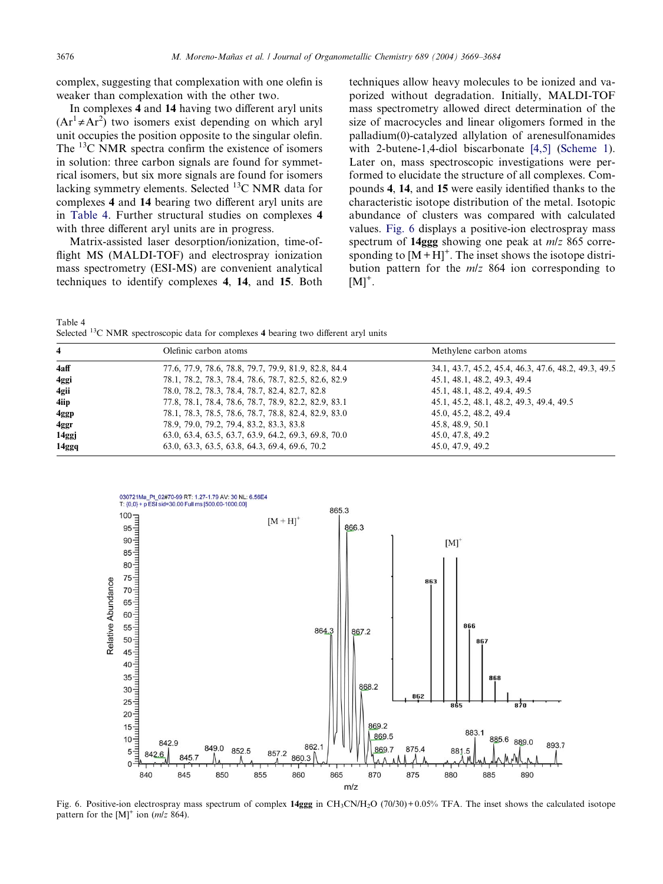complex, suggesting that complexation with one olefin is weaker than complexation with the other two.

In complexes **4** and **14** having two different aryl units ($Ar^1 \neq Ar^2$) two isomers exist depending on which aryl unit occupies the position opposite to the singular olefin. The $^{13}C$ NMR spectra confirm the existence of isomers in solution: three carbon signals are found for symmetrical isomers, but six more signals are found for isomers lacking symmetry elements. Selected $^{13}C$ NMR data for complexes **4** and **14** bearing two different aryl units are in Table 4. Further structural studies on complexes **4** with three different aryl units are in progress.

Matrix-assisted laser desorption/ionization, time-of-flight MS (MALDI-TOF) and electrospray ionization mass spectrometry (ESI-MS) are convenient analytical techniques to identify complexes **4**, **14**, and **15**. Both techniques allow heavy molecules to be ionized and vaporized without degradation. Initially, MALDI-TOF mass spectrometry allowed direct determination of the size of macrocycles and linear oligomers formed in the palladium(0)-catalyzed allylation of arenesulfonamides with 2-butene-1,4-diol biscarbonate [4,5] (Scheme 1). Later on, mass spectroscopic investigations were performed to elucidate the structure of all complexes. Compounds **4**, **14**, and **15** were easily identified thanks to the characteristic isotope distribution of the metal. Isotopic abundance of clusters was compared with calculated values. Fig. 6 displays a positive-ion electrospray mass spectrum of **14ggg** showing one peak at *m/z* 865 corresponding to $[M + H]^+$. The inset shows the isotope distribution pattern for the *m/z* 864 ion corresponding to $[M]^+$.

Table 4
Selected $^{13}C$ NMR spectroscopic data for complexes **4** bearing two different aryl units

| **4** | Olefinic carbon atoms | Methylene carbon atoms |
|---|---|---|
| **4aff** | 77.6, 77.9, 78.6, 78.8, 79.7, 79.9, 81.9, 82.8, 84.4 | 34.1, 43.7, 45.2, 45.4, 46.3, 47.6, 48.2, 49.3, 49.5 |
| **4ggi** | 78.1, 78.2, 78.3, 78.4, 78.6, 78.7, 82.5, 82.6, 82.9 | 45.1, 48.1, 48.2, 49.3, 49.4 |
| **4gii** | 78.0, 78.2, 78.3, 78.4, 78.7, 82.4, 82.7, 82.8 | 45.1, 48.1, 48.2, 49.4, 49.5 |
| **4iip** | 77.8, 78.1, 78.4, 78.6, 78.7, 78.9, 82.2, 82.9, 83.1 | 45.1, 45.2, 48.1, 48.2, 49.3, 49.4, 49.5 |
| **4ggp** | 78.1, 78.3, 78.5, 78.6, 78.7, 78.8, 82.4, 82.9, 83.0 | 45.0, 45.2, 48.2, 49.4 |
| **4ggr** | 78.9, 79.0, 79.2, 79.4, 83.2, 83.3, 83.8 | 45.8, 48.9, 50.1 |
| **14ggj** | 63.0, 63.4, 63.5, 63.7, 63.9, 64.2, 69.3, 69.8, 70.0 | 45.0, 47.8, 49.2 |
| **14ggq** | 63.0, 63.3, 63.5, 63.8, 64.3, 69.4, 69.6, 70.2 | 45.0, 47.9, 49.2 |

Fig. 6. Positive-ion electrospray mass spectrum of complex **14ggg** in $CH_3CN/H_2O$ (70/30) + 0.05% TFA. The inset shows the calculated isotope pattern for the $[M]^+$ ion (*m/z* 864).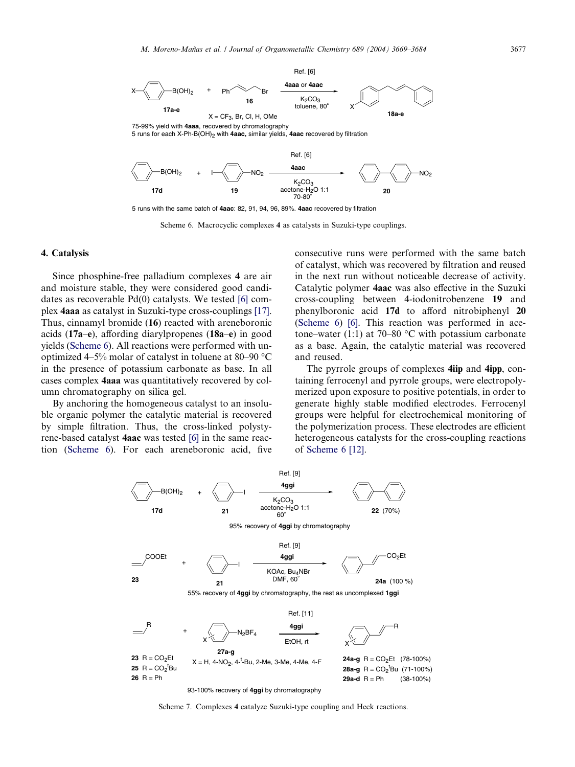Scheme 6. Macrocyclic complexes **4** as catalysts in Suzuki-type couplings.

## 4. Catalysis

Since phosphine-free palladium complexes **4** are air and moisture stable, they were considered good candidates as recoverable Pd(0) catalysts. We tested [6] complex **4aaa** as catalyst in Suzuki-type cross-couplings [17]. Thus, cinnamyl bromide (**16**) reacted with areneboronic acids (**17a**–**e**), affording diarylpropenes (**18a**–**e**) in good yields (Scheme 6). All reactions were performed with unoptimized 4–5% molar of catalyst in toluene at 80–90 °C in the presence of potassium carbonate as base. In all cases complex **4aaa** was quantitatively recovered by column chromatography on silica gel.

By anchoring the homogeneous catalyst to an insoluble organic polymer the catalytic material is recovered by simple filtration. Thus, the cross-linked polystyrene-based catalyst **4aac** was tested [6] in the same reaction (Scheme 6). For each areneboronic acid, five consecutive runs were performed with the same batch of catalyst, which was recovered by filtration and reused in the next run without noticeable decrease of activity. Catalytic polymer **4aac** was also effective in the Suzuki cross-coupling between 4-iodonitrobenzene **19** and phenylboronic acid **17d** to afford nitrobiphenyl **20** (Scheme 6) [6]. This reaction was performed in acetone–water (1:1) at 70–80 °C with potassium carbonate as a base. Again, the catalytic material was recovered and reused.

The pyrrole groups of complexes **4iip** and **4ipp**, containing ferrocenyl and pyrrole groups, were electropolymerized upon exposure to positive potentials, in order to generate highly stable modified electrodes. Ferrocenyl groups were helpful for electrochemical monitoring of the polymerization process. These electrodes are efficient heterogeneous catalysts for the cross-coupling reactions of Scheme 6 [12].

Scheme 7. Complexes **4** catalyze Suzuki-type coupling and Heck reactions.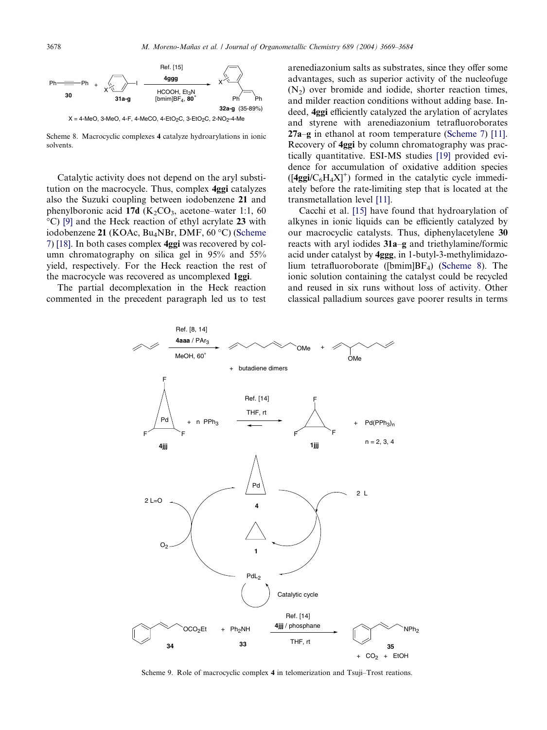X = 4-MeO, 3-MeO, 4-F, 4-MeCO, 4-EtO$_2$C, 3-EtO$_2$C, 2-NO$_2$-4-Me

Scheme 8. Macrocyclic complexes **4** catalyze hydroarylations in ionic solvents.

Catalytic activity does not depend on the aryl substitution on the macrocycle. Thus, complex **4ggi** catalyzes also the Suzuki coupling between iodobenzene **21** and phenylboronic acid **17d** ($K_2CO_3$, acetone–water 1:1, 60 °C) [9] and the Heck reaction of ethyl acrylate **23** with iodobenzene **21** (KOAc, $Bu_4NBr$, DMF, 60 °C) (Scheme 7) [18]. In both cases complex **4ggi** was recovered by column chromatography on silica gel in 95% and 55% yield, respectively. For the Heck reaction the rest of the macrocycle was recovered as uncomplexed **1ggi**.

The partial decomplexation in the Heck reaction commented in the precedent paragraph led us to test arenediazonium salts as substrates, since they offer some advantages, such as superior activity of the nucleofuge ($N_2$) over bromide and iodide, shorter reaction times, and milder reaction conditions without adding base. Indeed, **4ggi** efficiently catalyzed the arylation of acrylates and styrene with arenediazonium tetrafluoroborates **27a**–**g** in ethanol at room temperature (Scheme 7) [11]. Recovery of **4ggi** by column chromatography was practically quantitative. ESI-MS studies [19] provided evidence for accumulation of oxidative addition species ([**4ggi**/$C_6H_4X]^+$) formed in the catalytic cycle immediately before the rate-limiting step that is located at the transmetallation level [11].

Cacchi et al. [15] have found that hydroarylation of alkynes in ionic liquids can be efficiently catalyzed by our macrocyclic catalysts. Thus, diphenylacetylene **30** reacts with aryl iodides **31a**–**g** and triethylamine/formic acid under catalyst by **4ggg**, in 1-butyl-3-methylimidazolium tetrafluoroborate ([bmim]$BF_4$) (Scheme 8). The ionic solution containing the catalyst could be recycled and reused in six runs without loss of activity. Other classical palladium sources gave poorer results in terms

Scheme 9. Role of macrocyclic complex **4** in telomerization and Tsuji–Trost reations.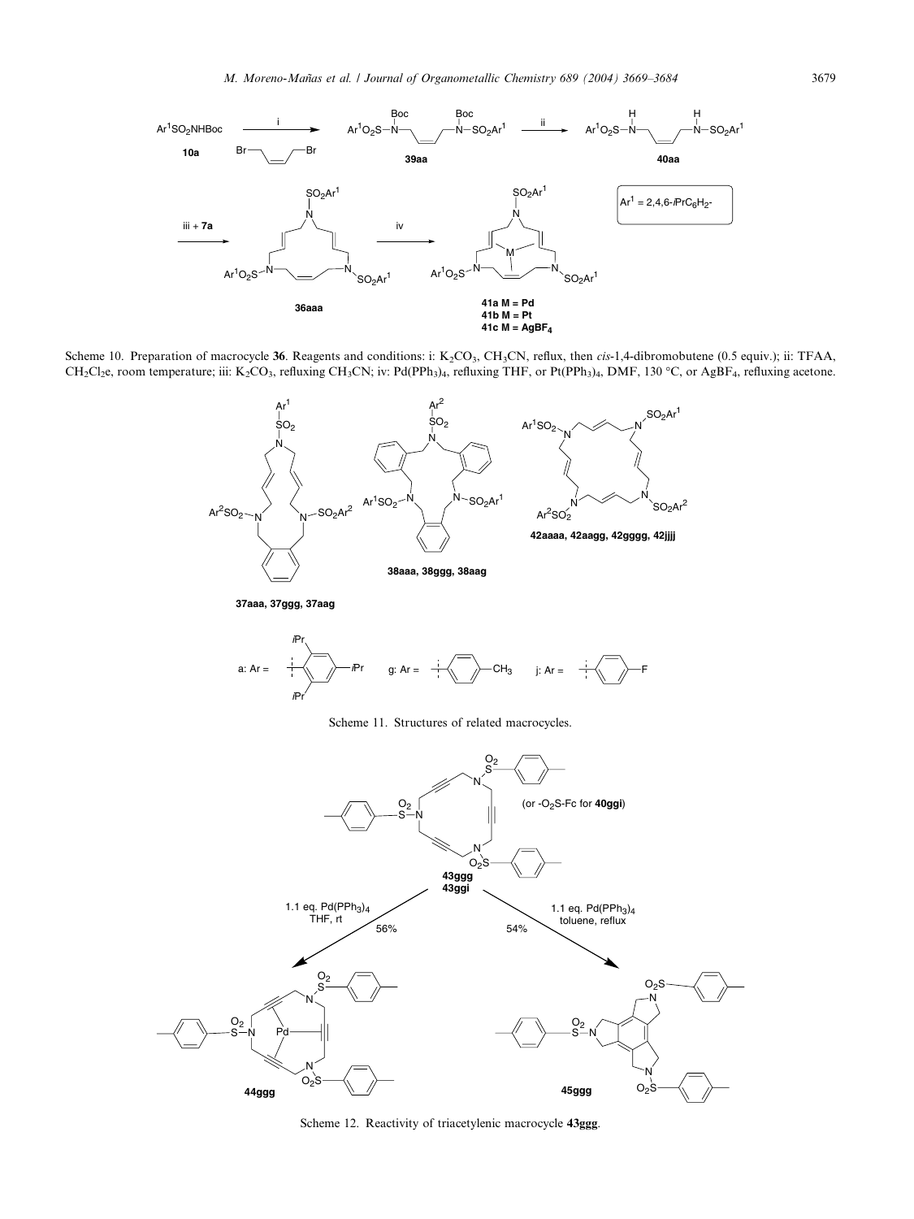Scheme 10. Preparation of macrocycle **36**. Reagents and conditions: i: $K_2CO_3$, $CH_3CN$, reflux, then *cis*-1,4-dibromobutene (0.5 equiv.); ii: TFAA, $CH_2Cl_2$e, room temperature; iii: $K_2CO_3$, refluxing $CH_3CN$; iv: $Pd(PPh_3)_4$, refluxing THF, or $Pt(PPh_3)_4$, DMF, 130 °C, or $AgBF_4$, refluxing acetone.

Scheme 11. Structures of related macrocycles.

Scheme 12. Reactivity of triacetylenic macrocycle **43ggg**.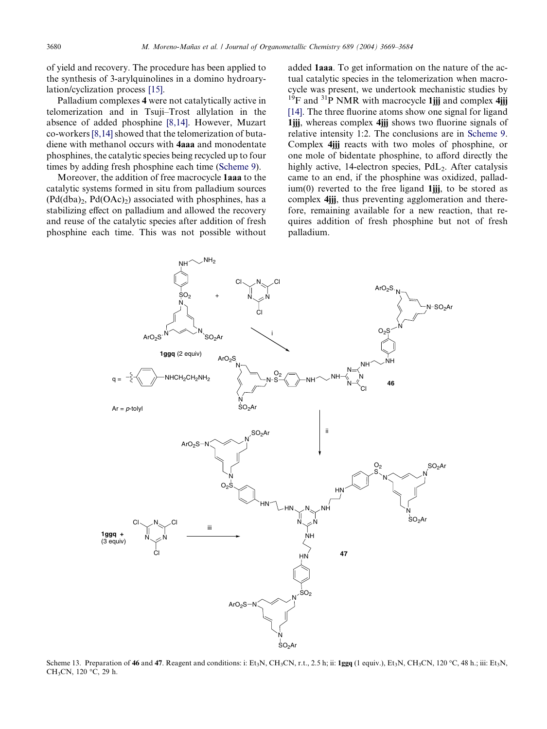of yield and recovery. The procedure has been applied to the synthesis of 3-arylquinolines in a domino hydroarylation/cyclization process [15].

Palladium complexes **4** were not catalytically active in telomerization and in Tsuji–Trost allylation in the absence of added phosphine [8,14]. However, Muzart co-workers [8,14] showed that the telomerization of butadiene with methanol occurs with **4aaa** and monodentate phosphines, the catalytic species being recycled up to four times by adding fresh phosphine each time (Scheme 9).

Moreover, the addition of free macrocycle **1aaa** to the catalytic systems formed in situ from palladium sources ($Pd(dba)_2$, $Pd(OAc)_2$) associated with phosphines, has a stabilizing effect on palladium and allowed the recovery and reuse of the catalytic species after addition of fresh phosphine each time. This was not possible without added **1aaa**. To get information on the nature of the actual catalytic species in the telomerization when macrocycle was present, we undertook mechanistic studies by $^{19}F$ and $^{31}P$ NMR with macrocycle **1jjj** and complex **4jjj** [14]. The three fluorine atoms show one signal for ligand **1jjj**, whereas complex **4jjj** shows two fluorine signals of relative intensity 1:2. The conclusions are in Scheme 9. Complex **4jjj** reacts with two moles of phosphine, or one mole of bidentate phosphine, to afford directly the highly active, 14-electron species, $PdL_2$. After catalysis came to an end, if the phosphine was oxidized, palladium(0) reverted to the free ligand **1jjj**, to be stored as complex **4jjj**, thus preventing agglomeration and therefore, remaining available for a new reaction, that requires addition of fresh phosphine but not of fresh palladium.

Scheme 13. Preparation of **46** and **47**. Reagent and conditions: i: $Et_3N$, $CH_3CN$, r.t., 2.5 h; ii: **1ggq** (1 equiv.), $Et_3N$, $CH_3CN$, 120 °C, 48 h.; iii: $Et_3N$, $CH_3CN$, 120 °C, 29 h.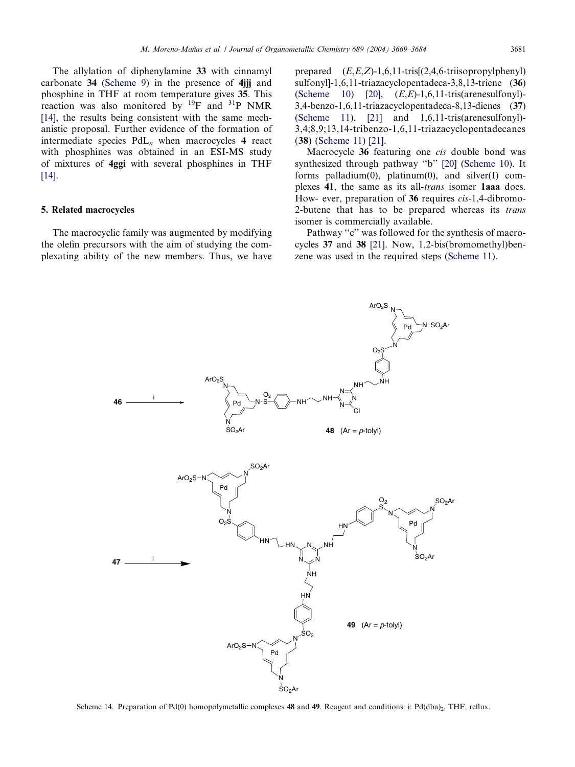The allylation of diphenylamine **33** with cinnamyl carbonate **34** (Scheme 9) in the presence of **4jjj** and phosphine in THF at room temperature gives **35**. This reaction was also monitored by $^{19}F$ and $^{31}P$ NMR [14], the results being consistent with the same mechanistic proposal. Further evidence of the formation of intermediate species $PdL_n$ when macrocycles **4** react with phosphines was obtained in an ESI-MS study of mixtures of **4ggi** with several phosphines in THF [14].

## 5. Related macrocycles

The macrocyclic family was augmented by modifying the olefin precursors with the aim of studying the complexating ability of the new members. Thus, we have prepared (*E*,*E*,*Z*)-1,6,11-tris[(2,4,6-triisopropylphenyl) sulfonyl]-1,6,11-triazacyclopentadeca-3,8,13-triene (**36**) (Scheme 10) [20], (*E*,*E*)-1,6,11-tris(arenesulfonyl)-3,4-benzo-1,6,11-triazacyclopentadeca-8,13-dienes (**37**) (Scheme 11), [21] and 1,6,11-tris(arenesulfonyl)-3,4;8,9;13,14-tribenzo-1,6,11-triazacyclopentadecanes (**38**) (Scheme 11) [21].

Macrocycle **36** featuring one *cis* double bond was synthesized through pathway "b" [20] (Scheme 10). It forms palladium(0), platinum(0), and silver(I) complexes **41**, the same as its all-*trans* isomer **1aaa** does. How- ever, preparation of **36** requires *cis*-1,4-dibromo-2-butene that has to be prepared whereas its *trans* isomer is commercially available.

Pathway "c" was followed for the synthesis of macrocycles **37** and **38** [21]. Now, 1,2-bis(bromomethyl)benzene was used in the required steps (Scheme 11).

Scheme 14. Preparation of Pd(0) homopolymetallic complexes **48** and **49**. Reagent and conditions: i: $Pd(dba)_2$, THF, reflux.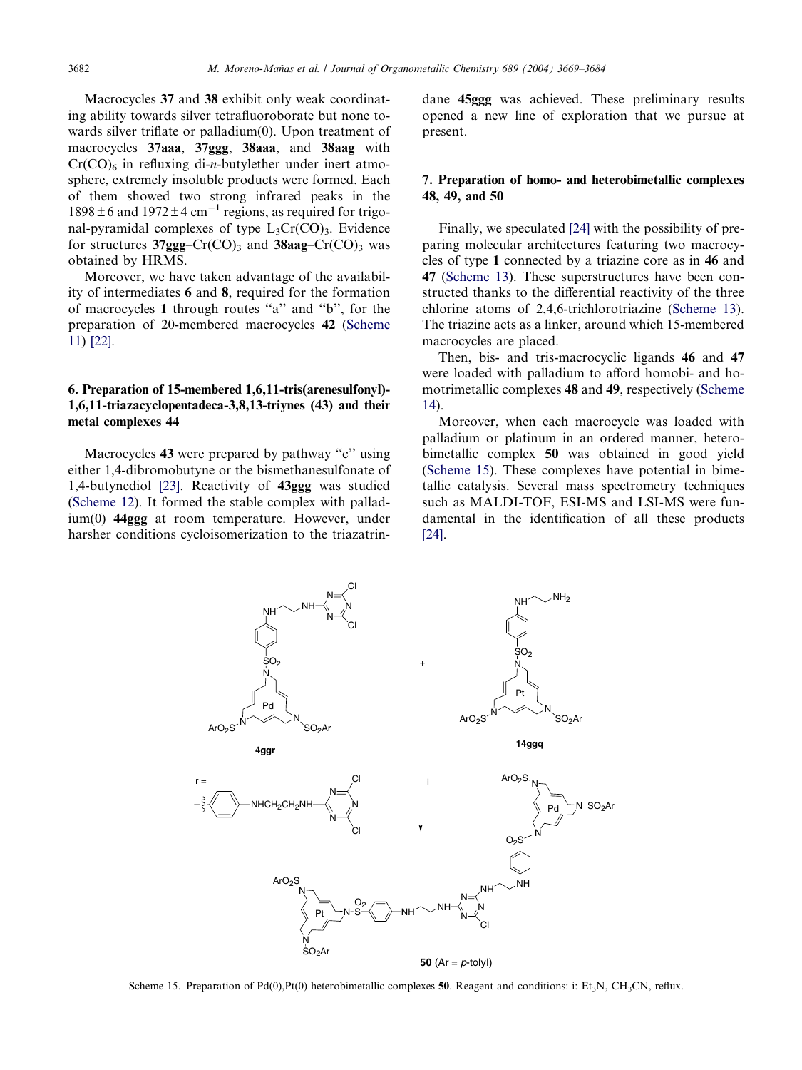Macrocycles **37** and **38** exhibit only weak coordinating ability towards silver tetrafluoroborate but none towards silver triflate or palladium(0). Upon treatment of macrocycles **37aaa**, **37ggg**, **38aaa**, and **38aag** with $Cr(CO)_6$ in refluxing di-*n*-butylether under inert atmosphere, extremely insoluble products were formed. Each of them showed two strong infrared peaks in the $1898 \pm 6$ and $1972 \pm 4$ $cm^{-1}$ regions, as required for trigonal-pyramidal complexes of type $L_3Cr(CO)_3$. Evidence for structures **37ggg**–$Cr(CO)_3$ and **38aag**–$Cr(CO)_3$ was obtained by HRMS.

Moreover, we have taken advantage of the availability of intermediates **6** and **8**, required for the formation of macrocycles **1** through routes "a" and "b", for the preparation of 20-membered macrocycles **42** (Scheme 11) [22].

## 6. Preparation of 15-membered 1,6,11-tris(arenesulfonyl)-1,6,11-triazacyclopentadeca-3,8,13-triynes (43) and their metal complexes 44

Macrocycles **43** were prepared by pathway "c" using either 1,4-dibromobutyne or the bismethanesulfonate of 1,4-butynediol [23]. Reactivity of **43ggg** was studied (Scheme 12). It formed the stable complex with palladium(0) **44ggg** at room temperature. However, under harsher conditions cycloisomerization to the triazatrindane **45ggg** was achieved. These preliminary results opened a new line of exploration that we pursue at present.

## 7. Preparation of homo- and heterobimetallic complexes 48, 49, and 50

Finally, we speculated [24] with the possibility of preparing molecular architectures featuring two macrocycles of type **1** connected by a triazine core as in **46** and **47** (Scheme 13). These superstructures have been constructed thanks to the differential reactivity of the three chlorine atoms of 2,4,6-trichlorotriazine (Scheme 13). The triazine acts as a linker, around which 15-membered macrocycles are placed.

Then, bis- and tris-macrocyclic ligands **46** and **47** were loaded with palladium to afford homobi- and homotrimetallic complexes **48** and **49**, respectively (Scheme 14).

Moreover, when each macrocycle was loaded with palladium or platinum in an ordered manner, heterobimetallic complex **50** was obtained in good yield (Scheme 15). These complexes have potential in bimetallic catalysis. Several mass spectrometry techniques such as MALDI-TOF, ESI-MS and LSI-MS were fundamental in the identification of all these products [24].

Scheme 15. Preparation of Pd(0),Pt(0) heterobimetallic complexes **50**. Reagent and conditions: i: $Et_3N$, $CH_3CN$, reflux.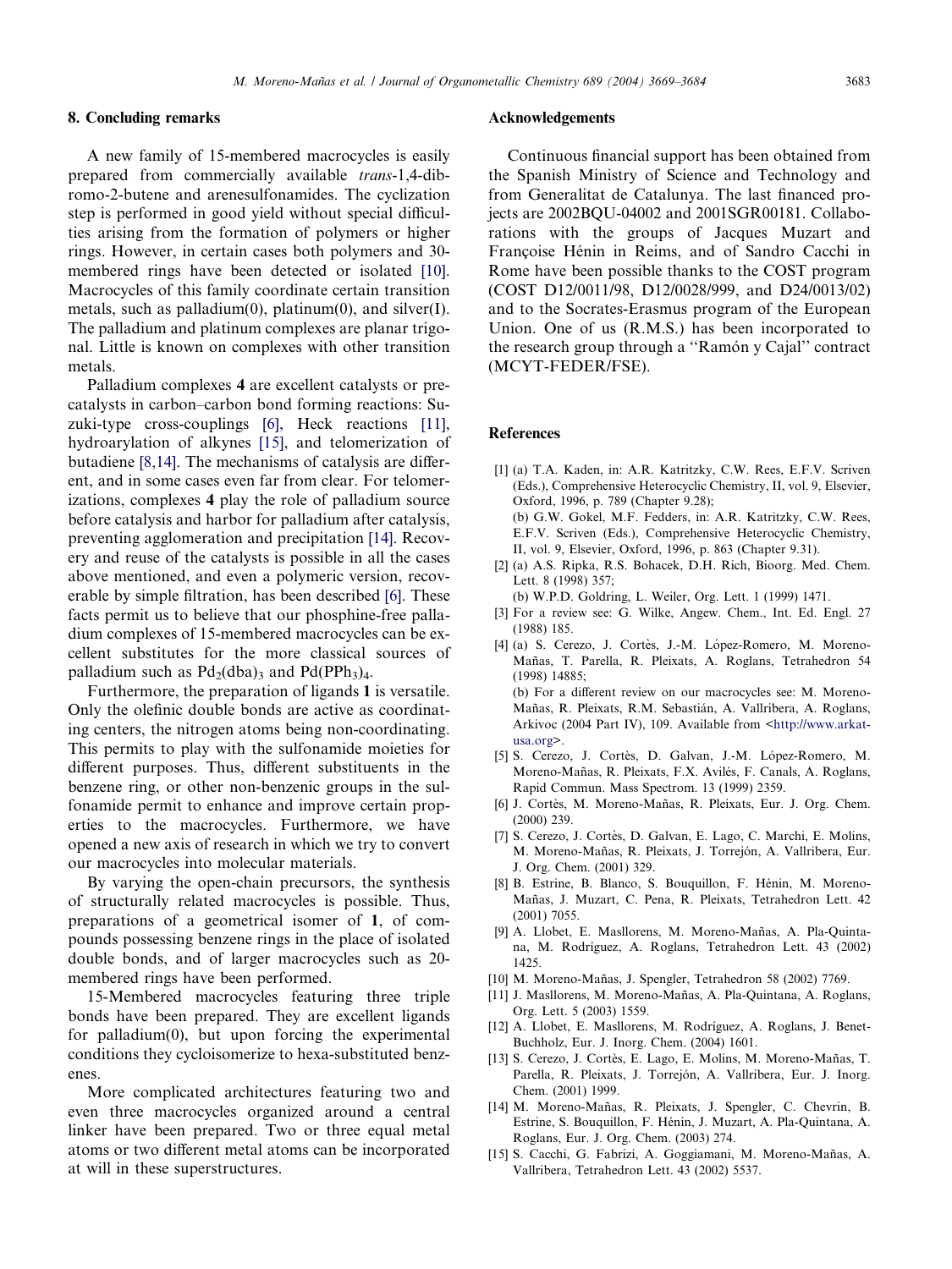## 8. Concluding remarks

A new family of 15-membered macrocycles is easily prepared from commercially available *trans*-1,4-dibromo-2-butene and arenesulfonamides. The cyclization step is performed in good yield without special difficulties arising from the formation of polymers or higher rings. However, in certain cases both polymers and 30-membered rings have been detected or isolated [10]. Macrocycles of this family coordinate certain transition metals, such as palladium(0), platinum(0), and silver(I). The palladium and platinum complexes are planar trigonal. Little is known on complexes with other transition metals.

Palladium complexes **4** are excellent catalysts or precatalysts in carbon–carbon bond forming reactions: Suzuki-type cross-couplings [6], Heck reactions [11], hydroarylation of alkynes [15], and telomerization of butadiene [8,14]. The mechanisms of catalysis are different, and in some cases even far from clear. For telomerizations, complexes **4** play the role of palladium source before catalysis and harbor for palladium after catalysis, preventing agglomeration and precipitation [14]. Recovery and reuse of the catalysts is possible in all the cases above mentioned, and even a polymeric version, recoverable by simple filtration, has been described [6]. These facts permit us to believe that our phosphine-free palladium complexes of 15-membered macrocycles can be excellent substitutes for the more classical sources of palladium such as $Pd_2(dba)_3$ and $Pd(PPh_3)_4$.

Furthermore, the preparation of ligands **1** is versatile. Only the olefinic double bonds are active as coordinating centers, the nitrogen atoms being non-coordinating. This permits to play with the sulfonamide moieties for different purposes. Thus, different substituents in the benzene ring, or other non-benzenic groups in the sulfonamide permit to enhance and improve certain properties to the macrocycles. Furthermore, we have opened a new axis of research in which we try to convert our macrocycles into molecular materials.

By varying the open-chain precursors, the synthesis of structurally related macrocycles is possible. Thus, preparations of a geometrical isomer of **1**, of compounds possessing benzene rings in the place of isolated double bonds, and of larger macrocycles such as 20-membered rings have been performed.

15-Membered macrocycles featuring three triple bonds have been prepared. They are excellent ligands for palladium(0), but upon forcing the experimental conditions they cycloisomerize to hexa-substituted benzenes.

More complicated architectures featuring two and even three macrocycles organized around a central linker have been prepared. Two or three equal metal atoms or two different metal atoms can be incorporated at will in these superstructures.

## Acknowledgements

Continuous financial support has been obtained from the Spanish Ministry of Science and Technology and from Generalitat de Catalunya. The last financed projects are 2002BQU-04002 and 2001SGR00181. Collaborations with the groups of Jacques Muzart and Françoise Hénin in Reims, and of Sandro Cacchi in Rome have been possible thanks to the COST program (COST D12/0011/98, D12/0028/999, and D24/0013/02) and to the Socrates-Erasmus program of the European Union. One of us (R.M.S.) has been incorporated to the research group through a ''Ramón y Cajal'' contract (MCYT-FEDER/FSE).

## References

[1] (a) T.A. Kaden, in: A.R. Katritzky, C.W. Rees, E.F.V. Scriven (Eds.), Comprehensive Heterocyclic Chemistry, II, vol. 9, Elsevier, Oxford, 1996, p. 789 (Chapter 9.28);
(b) G.W. Gokel, M.F. Fedders, in: A.R. Katritzky, C.W. Rees, E.F.V. Scriven (Eds.), Comprehensive Heterocyclic Chemistry, II, vol. 9, Elsevier, Oxford, 1996, p. 863 (Chapter 9.31).

[2] (a) A.S. Ripka, R.S. Bohacek, D.H. Rich, Bioorg. Med. Chem. Lett. 8 (1998) 357;
(b) W.P.D. Goldring, L. Weiler, Org. Lett. 1 (1999) 1471.

[3] For a review see: G. Wilke, Angew. Chem., Int. Ed. Engl. 27 (1988) 185.

[4] (a) S. Cerezo, J. Cortès, J.-M. López-Romero, M. Moreno-Mañas, T. Parella, R. Pleixats, A. Roglans, Tetrahedron 54 (1998) 14885;
(b) For a different review on our macrocycles see: M. Moreno-Mañas, R. Pleixats, R.M. Sebastián, A. Vallribera, A. Roglans, Arkivoc (2004 Part IV), 109. Available from <http://www.arkat-usa.org>.

[5] S. Cerezo, J. Cortès, D. Galvan, J.-M. López-Romero, M. Moreno-Mañas, R. Pleixats, F.X. Avilés, F. Canals, A. Roglans, Rapid Commun. Mass Spectrom. 13 (1999) 2359.

[6] J. Cortès, M. Moreno-Mañas, R. Pleixats, Eur. J. Org. Chem. (2000) 239.

[7] S. Cerezo, J. Cortès, D. Galvan, E. Lago, C. Marchi, E. Molins, M. Moreno-Mañas, R. Pleixats, J. Torrejón, A. Vallribera, Eur. J. Org. Chem. (2001) 329.

[8] B. Estrine, B. Blanco, S. Bouquillon, F. Hénin, M. Moreno-Mañas, J. Muzart, C. Pena, R. Pleixats, Tetrahedron Lett. 42 (2001) 7055.

[9] A. Llobet, E. Masllorens, M. Moreno-Mañas, A. Pla-Quintana, M. Rodríguez, A. Roglans, Tetrahedron Lett. 43 (2002) 1425.

[10] M. Moreno-Mañas, J. Spengler, Tetrahedron 58 (2002) 7769.

[11] J. Masllorens, M. Moreno-Mañas, A. Pla-Quintana, A. Roglans, Org. Lett. 5 (2003) 1559.

[12] A. Llobet, E. Masllorens, M. Rodríguez, A. Roglans, J. Benet-Buchholz, Eur. J. Inorg. Chem. (2004) 1601.

[13] S. Cerezo, J. Cortès, E. Lago, E. Molins, M. Moreno-Mañas, T. Parella, R. Pleixats, J. Torrejón, A. Vallribera, Eur. J. Inorg. Chem. (2001) 1999.

[14] M. Moreno-Mañas, R. Pleixats, J. Spengler, C. Chevrin, B. Estrine, S. Bouquillon, F. Hénin, J. Muzart, A. Pla-Quintana, A. Roglans, Eur. J. Org. Chem. (2003) 274.

[15] S. Cacchi, G. Fabrizi, A. Goggiamani, M. Moreno-Mañas, A. Vallribera, Tetrahedron Lett. 43 (2002) 5537.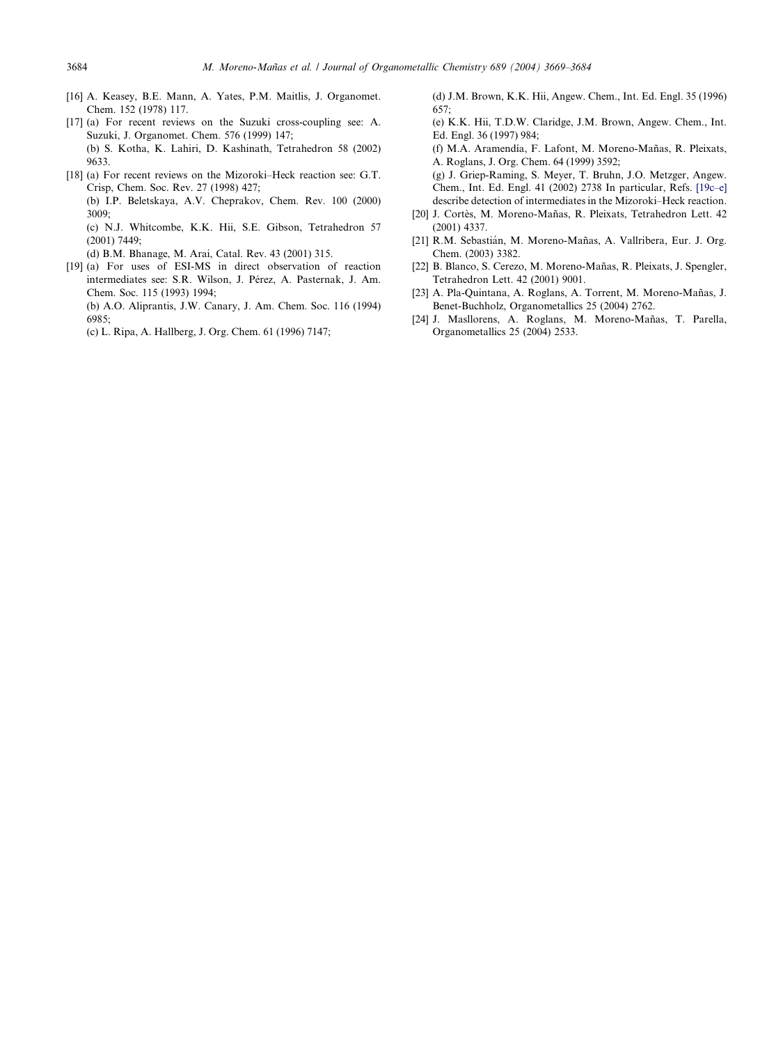[16] A. Keasey, B.E. Mann, A. Yates, P.M. Maitlis, J. Organomet. Chem. 152 (1978) 117.

[17] (a) For recent reviews on the Suzuki cross-coupling see: A. Suzuki, J. Organomet. Chem. 576 (1999) 147;
(b) S. Kotha, K. Lahiri, D. Kashinath, Tetrahedron 58 (2002) 9633.

[18] (a) For recent reviews on the Mizoroki–Heck reaction see: G.T. Crisp, Chem. Soc. Rev. 27 (1998) 427;
(b) I.P. Beletskaya, A.V. Cheprakov, Chem. Rev. 100 (2000) 3009;
(c) N.J. Whitcombe, K.K. Hii, S.E. Gibson, Tetrahedron 57 (2001) 7449;
(d) B.M. Bhanage, M. Arai, Catal. Rev. 43 (2001) 315.

[19] (a) For uses of ESI-MS in direct observation of reaction intermediates see: S.R. Wilson, J. Pérez, A. Pasternak, J. Am. Chem. Soc. 115 (1993) 1994;
(b) A.O. Aliprantis, J.W. Canary, J. Am. Chem. Soc. 116 (1994) 6985;
(c) L. Ripa, A. Hallberg, J. Org. Chem. 61 (1996) 7147;
(d) J.M. Brown, K.K. Hii, Angew. Chem., Int. Ed. Engl. 35 (1996) 657;
(e) K.K. Hii, T.D.W. Claridge, J.M. Brown, Angew. Chem., Int. Ed. Engl. 36 (1997) 984;
(f) M.A. Aramendía, F. Lafont, M. Moreno-Mañas, R. Pleixats, A. Roglans, J. Org. Chem. 64 (1999) 3592;
(g) J. Griep-Raming, S. Meyer, T. Bruhn, J.O. Metzger, Angew. Chem., Int. Ed. Engl. 41 (2002) 2738 In particular, Refs. [19c–e] describe detection of intermediates in the Mizoroki–Heck reaction.

[20] J. Cortès, M. Moreno-Mañas, R. Pleixats, Tetrahedron Lett. 42 (2001) 4337.

[21] R.M. Sebastián, M. Moreno-Mañas, A. Vallribera, Eur. J. Org. Chem. (2003) 3382.

[22] B. Blanco, S. Cerezo, M. Moreno-Mañas, R. Pleixats, J. Spengler, Tetrahedron Lett. 42 (2001) 9001.

[23] A. Pla-Quintana, A. Roglans, A. Torrent, M. Moreno-Mañas, J. Benet-Buchholz, Organometallics 25 (2004) 2762.

[24] J. Masllorens, A. Roglans, M. Moreno-Mañas, T. Parella, Organometallics 25 (2004) 2533.